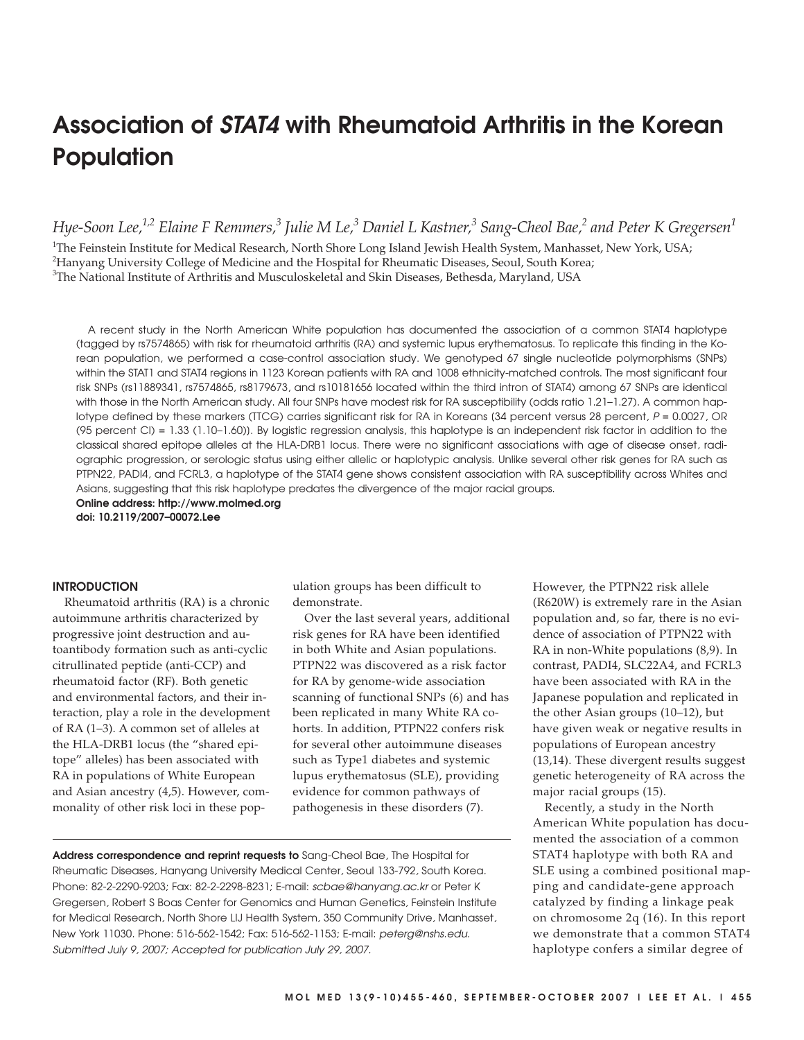# Association of *STAT4* with Rheumatoid Arthritis in the Korean Population

*Hye-Soon Lee,[1,2] Elaine F Remmers,[3] Julie M Le,[3] Daniel L Kastner,[3] Sang-Cheol Bae,[2] and Peter K Gregersen[1]*

[1]The Feinstein Institute for Medical Research, North Shore Long Island Jewish Health System, Manhasset, New York, USA;
[2]Hanyang University College of Medicine and the Hospital for Rheumatic Diseases, Seoul, South Korea;
[3]The National Institute of Arthritis and Musculoskeletal and Skin Diseases, Bethesda, Maryland, USA

A recent study in the North American White population has documented the association of a common STAT4 haplotype (tagged by rs7574865) with risk for rheumatoid arthritis (RA) and systemic lupus erythematosus. To replicate this finding in the Korean population, we performed a case-control association study. We genotyped 67 single nucleotide polymorphisms (SNPs) within the STAT1 and STAT4 regions in 1123 Korean patients with RA and 1008 ethnicity-matched controls. The most significant four risk SNPs (rs11889341, rs7574865, rs8179673, and rs10181656 located within the third intron of STAT4) among 67 SNPs are identical with those in the North American study. All four SNPs have modest risk for RA susceptibility (odds ratio 1.21–1.27). A common haplotype defined by these markers (TTCG) carries significant risk for RA in Koreans (34 percent versus 28 percent, $P = 0.0027$, OR (95 percent CI) = 1.33 (1.10–1.60)). By logistic regression analysis, this haplotype is an independent risk factor in addition to the classical shared epitope alleles at the HLA-DRB1 locus. There were no significant associations with age of disease onset, radiographic progression, or serologic status using either allelic or haplotypic analysis. Unlike several other risk genes for RA such as PTPN22, PADI4, and FCRL3, a haplotype of the STAT4 gene shows consistent association with RA susceptibility across Whites and Asians, suggesting that this risk haplotype predates the divergence of the major racial groups.

**Online address: http://www.molmed.org**
**doi: 10.2119/2007–00072.Lee**

## INTRODUCTION

Rheumatoid arthritis (RA) is a chronic autoimmune arthritis characterized by progressive joint destruction and autoantibody formation such as anti-cyclic citrullinated peptide (anti-CCP) and rheumatoid factor (RF). Both genetic and environmental factors, and their interaction, play a role in the development of RA (1–3). A common set of alleles at the HLA-DRB1 locus (the “shared epitope” alleles) has been associated with RA in populations of White European and Asian ancestry (4,5). However, commonality of other risk loci in these population groups has been difficult to demonstrate.

Over the last several years, additional risk genes for RA have been identified in both White and Asian populations. PTPN22 was discovered as a risk factor for RA by genome-wide association scanning of functional SNPs (6) and has been replicated in many White RA cohorts. In addition, PTPN22 confers risk for several other autoimmune diseases such as Type1 diabetes and systemic lupus erythematosus (SLE), providing evidence for common pathways of pathogenesis in these disorders (7). However, the PTPN22 risk allele (R620W) is extremely rare in the Asian population and, so far, there is no evidence of association of PTPN22 with RA in non-White populations (8,9). In contrast, PADI4, SLC22A4, and FCRL3 have been associated with RA in the Japanese population and replicated in the other Asian groups (10–12), but have given weak or negative results in populations of European ancestry (13,14). These divergent results suggest genetic heterogeneity of RA across the major racial groups (15).

Recently, a study in the North American White population has documented the association of a common STAT4 haplotype with both RA and SLE using a combined positional mapping and candidate-gene approach catalyzed by finding a linkage peak on chromosome 2q (16). In this report we demonstrate that a common STAT4 haplotype confers a similar degree of

**Address correspondence and reprint requests to** Sang-Cheol Bae, The Hospital for Rheumatic Diseases, Hanyang University Medical Center, Seoul 133-792, South Korea. Phone: 82-2-2290-9203; Fax: 82-2-2298-8231; E-mail: *scbae@hanyang.ac.kr* or Peter K Gregersen, Robert S Boas Center for Genomics and Human Genetics, Feinstein Institute for Medical Research, North Shore LIJ Health System, 350 Community Drive, Manhasset, New York 11030. Phone: 516-562-1542; Fax: 516-562-1153; E-mail: *peterg@nshs.edu.*
*Submitted July 9, 2007; Accepted for publication July 29, 2007.*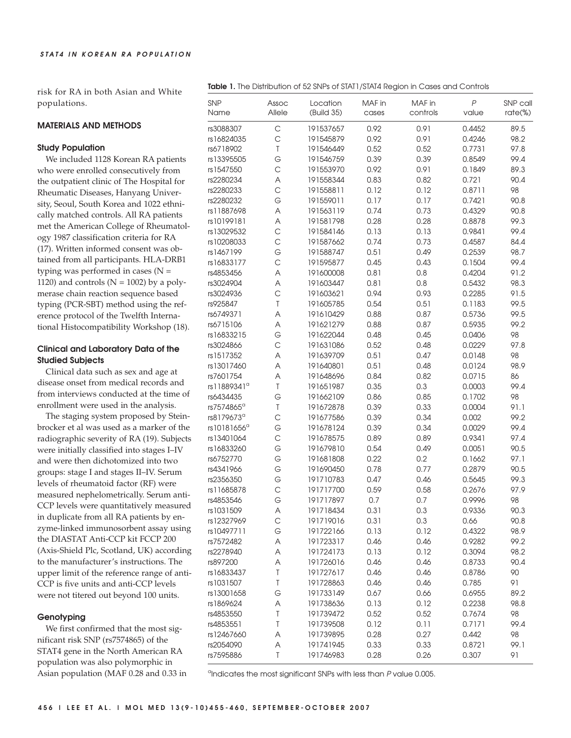risk for RA in both Asian and White populations.

## MATERIALS AND METHODS

### Study Population

We included 1128 Korean RA patients who were enrolled consecutively from the outpatient clinic of The Hospital for Rheumatic Diseases, Hanyang University, Seoul, South Korea and 1022 ethnically matched controls. All RA patients met the American College of Rheumatology 1987 classification criteria for RA (17). Written informed consent was obtained from all participants. HLA-DRB1 typing was performed in cases (N = 1120) and controls (N = 1002) by a polymerase chain reaction sequence based typing (PCR-SBT) method using the reference protocol of the Twelfth International Histocompatibility Workshop (18).

### Clinical and Laboratory Data of the Studied Subjects

Clinical data such as sex and age at disease onset from medical records and from interviews conducted at the time of enrollment were used in the analysis.

The staging system proposed by Steinbrocker et al was used as a marker of the radiographic severity of RA (19). Subjects were initially classified into stages I–IV and were then dichotomized into two groups: stage I and stages II–IV. Serum levels of rheumatoid factor (RF) were measured nephelometrically. Serum anti-CCP levels were quantitatively measured in duplicate from all RA patients by enzyme-linked immunosorbent assay using the DIASTAT Anti-CCP kit FCCP 200 (Axis-Shield Plc, Scotland, UK) according to the manufacturer's instructions. The upper limit of the reference range of anti-CCP is five units and anti-CCP levels were not titered out beyond 100 units.

### Genotyping

We first confirmed that the most significant risk SNP (rs7574865) of the STAT4 gene in the North American RA population was also polymorphic in Asian population (MAF 0.28 and 0.33 in

**Table 1.** The Distribution of 52 SNPs of STAT1/STAT4 Region in Cases and Controls

| SNP Name | Assoc Allele | Location (Build 35) | MAF in cases | MAF in controls | $P$ value | SNP call rate(%) |
|---|---|---|---|---|---|---|
| rs3088307 | C | 191537657 | 0.92 | 0.91 | 0.4452 | 89.5 |
| rs16824035 | C | 191545879 | 0.92 | 0.91 | 0.4246 | 98.2 |
| rs6718902 | T | 191546449 | 0.52 | 0.52 | 0.7731 | 97.8 |
| rs13395505 | G | 191546759 | 0.39 | 0.39 | 0.8549 | 99.4 |
| rs1547550 | C | 191553970 | 0.92 | 0.91 | 0.1849 | 89.3 |
| rs2280234 | A | 191558344 | 0.83 | 0.82 | 0.721 | 90.4 |
| rs2280233 | C | 191558811 | 0.12 | 0.12 | 0.8711 | 98 |
| rs2280232 | G | 191559011 | 0.17 | 0.17 | 0.7421 | 90.8 |
| rs11887698 | A | 191563119 | 0.74 | 0.73 | 0.4329 | 90.8 |
| rs10199181 | A | 191581798 | 0.28 | 0.28 | 0.8878 | 99.3 |
| rs13029532 | C | 191584146 | 0.13 | 0.13 | 0.9841 | 99.4 |
| rs10208033 | C | 191587662 | 0.74 | 0.73 | 0.4587 | 84.4 |
| rs1467199 | G | 191588747 | 0.51 | 0.49 | 0.2539 | 98.7 |
| rs16833177 | C | 191595877 | 0.45 | 0.43 | 0.1504 | 99.4 |
| rs4853456 | A | 191600008 | 0.81 | 0.8 | 0.4204 | 91.2 |
| rs3024904 | A | 191603447 | 0.81 | 0.8 | 0.5432 | 98.3 |
| rs3024936 | C | 191603621 | 0.94 | 0.93 | 0.2285 | 91.5 |
| rs925847 | T | 191605785 | 0.54 | 0.51 | 0.1183 | 99.5 |
| rs6749371 | A | 191610429 | 0.88 | 0.87 | 0.5736 | 99.5 |
| rs6715106 | A | 191621279 | 0.88 | 0.87 | 0.5935 | 99.2 |
| rs16833215 | G | 191622044 | 0.48 | 0.45 | 0.0406 | 98 |
| rs3024866 | C | 191631086 | 0.52 | 0.48 | 0.0229 | 97.8 |
| rs1517352 | A | 191639709 | 0.51 | 0.47 | 0.0148 | 98 |
| rs13017460 | A | 191640801 | 0.51 | 0.48 | 0.0124 | 98.9 |
| rs7601754 | A | 191648696 | 0.84 | 0.82 | 0.0715 | 86 |
| rs11889341[a] | T | 191651987 | 0.35 | 0.3 | 0.0003 | 99.4 |
| rs6434435 | G | 191662109 | 0.86 | 0.85 | 0.1702 | 98 |
| rs7574865[a] | T | 191672878 | 0.39 | 0.33 | 0.0004 | 91.1 |
| rs8179673[a] | C | 191677586 | 0.39 | 0.34 | 0.002 | 99.2 |
| rs10181656[a] | G | 191678124 | 0.39 | 0.34 | 0.0029 | 99.4 |
| rs13401064 | C | 191678575 | 0.89 | 0.89 | 0.9341 | 97.4 |
| rs16833260 | G | 191679810 | 0.54 | 0.49 | 0.0051 | 90.5 |
| rs6752770 | G | 191681808 | 0.22 | 0.2 | 0.1662 | 97.1 |
| rs4341966 | G | 191690450 | 0.78 | 0.77 | 0.2879 | 90.5 |
| rs2356350 | G | 191710783 | 0.47 | 0.46 | 0.5645 | 99.3 |
| rs11685878 | C | 191717700 | 0.59 | 0.58 | 0.2676 | 97.9 |
| rs4853546 | G | 191717897 | 0.7 | 0.7 | 0.9996 | 98 |
| rs1031509 | A | 191718434 | 0.31 | 0.3 | 0.9336 | 90.3 |
| rs12327969 | C | 191719016 | 0.31 | 0.3 | 0.66 | 90.8 |
| rs10497711 | G | 191722166 | 0.13 | 0.12 | 0.4322 | 98.9 |
| rs7572482 | A | 191723317 | 0.46 | 0.46 | 0.9282 | 99.2 |
| rs2278940 | A | 191724173 | 0.13 | 0.12 | 0.3094 | 98.2 |
| rs897200 | A | 191726016 | 0.46 | 0.46 | 0.8733 | 90.4 |
| rs16833437 | T | 191727617 | 0.46 | 0.46 | 0.8786 | 90 |
| rs1031507 | T | 191728863 | 0.46 | 0.46 | 0.785 | 91 |
| rs13001658 | G | 191733149 | 0.67 | 0.66 | 0.6955 | 89.2 |
| rs1869624 | A | 191738636 | 0.13 | 0.12 | 0.2238 | 98.8 |
| rs4853550 | T | 191739472 | 0.52 | 0.52 | 0.7674 | 98 |
| rs4853551 | T | 191739508 | 0.12 | 0.11 | 0.7171 | 99.4 |
| rs12467660 | A | 191739895 | 0.28 | 0.27 | 0.442 | 98 |
| rs2054090 | A | 191741945 | 0.33 | 0.33 | 0.8721 | 99.1 |
| rs7595886 | T | 191746983 | 0.28 | 0.26 | 0.307 | 91 |

[a]Indicates the most significant SNPs with less than $P$ value 0.005.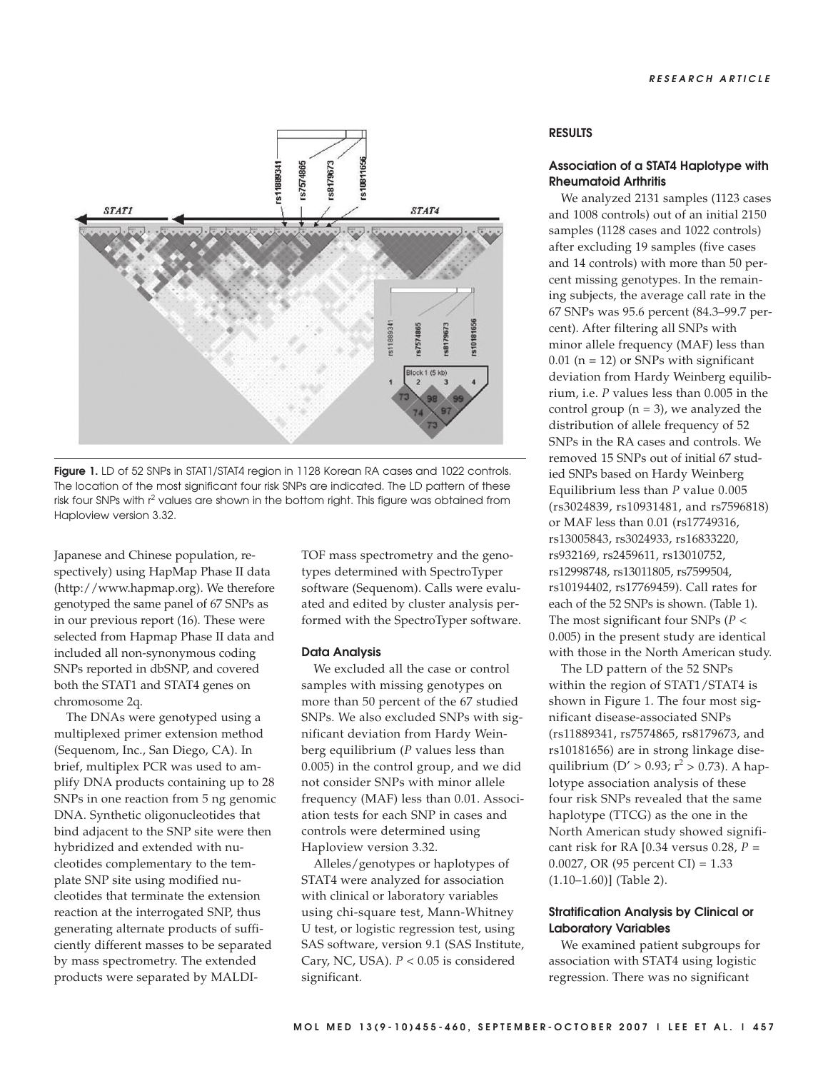Figure 1. LD of 52 SNPs in STAT1/STAT4 region in 1128 Korean RA cases and 1022 controls. The location of the most significant four risk SNPs are indicated. The LD pattern of these risk four SNPs with $r^2$ values are shown in the bottom right. This figure was obtained from Haploview version 3.32.

Japanese and Chinese population, respectively) using HapMap Phase II data (http://www.hapmap.org). We therefore genotyped the same panel of 67 SNPs as in our previous report (16). These were selected from Hapmap Phase II data and included all non-synonymous coding SNPs reported in dbSNP, and covered both the STAT1 and STAT4 genes on chromosome 2q.

The DNAs were genotyped using a multiplexed primer extension method (Sequenom, Inc., San Diego, CA). In brief, multiplex PCR was used to amplify DNA products containing up to 28 SNPs in one reaction from 5 ng genomic DNA. Synthetic oligonucleotides that bind adjacent to the SNP site were then hybridized and extended with nucleotides complementary to the template SNP site using modified nucleotides that terminate the extension reaction at the interrogated SNP, thus generating alternate products of sufficiently different masses to be separated by mass spectrometry. The extended products were separated by MALDI-TOF mass spectrometry and the genotypes determined with SpectroTyper software (Sequenom). Calls were evaluated and edited by cluster analysis performed with the SpectroTyper software.

### Data Analysis

We excluded all the case or control samples with missing genotypes on more than 50 percent of the 67 studied SNPs. We also excluded SNPs with significant deviation from Hardy Weinberg equilibrium (*P* values less than 0.005) in the control group, and we did not consider SNPs with minor allele frequency (MAF) less than 0.01. Association tests for each SNP in cases and controls were determined using Haploview version 3.32.

Alleles/genotypes or haplotypes of STAT4 were analyzed for association with clinical or laboratory variables using chi-square test, Mann-Whitney U test, or logistic regression test, using SAS software, version 9.1 (SAS Institute, Cary, NC, USA). $P < 0.05$ is considered significant.

## RESULTS

### Association of a STAT4 Haplotype with Rheumatoid Arthritis

We analyzed 2131 samples (1123 cases and 1008 controls) out of an initial 2150 samples (1128 cases and 1022 controls) after excluding 19 samples (five cases and 14 controls) with more than 50 percent missing genotypes. In the remaining subjects, the average call rate in the 67 SNPs was 95.6 percent (84.3–99.7 percent). After filtering all SNPs with minor allele frequency (MAF) less than 0.01 (n = 12) or SNPs with significant deviation from Hardy Weinberg equilibrium, i.e. *P* values less than 0.005 in the control group (n = 3), we analyzed the distribution of allele frequency of 52 SNPs in the RA cases and controls. We removed 15 SNPs out of initial 67 studied SNPs based on Hardy Weinberg Equilibrium less than *P* value 0.005 (rs3024839, rs10931481, and rs7596818) or MAF less than 0.01 (rs17749316, rs13005843, rs3024933, rs16833220, rs932169, rs2459611, rs13010752, rs12998748, rs13011805, rs7599504, rs10194402, rs17769459). Call rates for each of the 52 SNPs is shown. (Table 1). The most significant four SNPs ($P < 0.005$) in the present study are identical with those in the North American study.

The LD pattern of the 52 SNPs within the region of STAT1/STAT4 is shown in Figure 1. The four most significant disease-associated SNPs (rs11889341, rs7574865, rs8179673, and rs10181656) are in strong linkage disequilibrium ($D' > 0.93$; $r^2 > 0.73$). A haplotype association analysis of these four risk SNPs revealed that the same haplotype (TTCG) as the one in the North American study showed significant risk for RA [0.34 versus 0.28, $P = 0.0027$, OR (95 percent CI) = 1.33 (1.10–1.60)] (Table 2).

### Stratification Analysis by Clinical or Laboratory Variables

We examined patient subgroups for association with STAT4 using logistic regression. There was no significant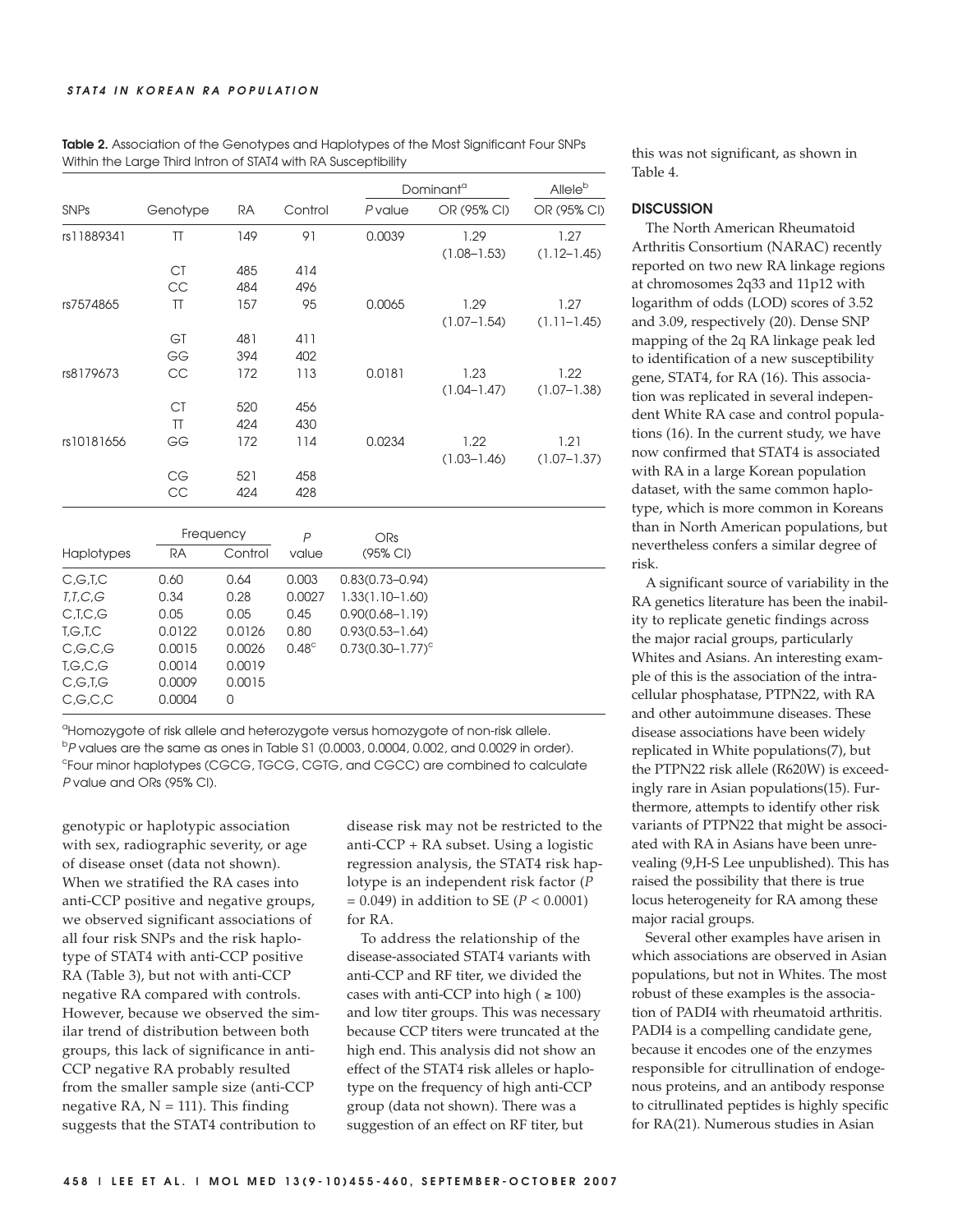**Table 2.** Association of the Genotypes and Haplotypes of the Most Significant Four SNPs Within the Large Third Intron of STAT4 with RA Susceptibility

| SNPs | Genotype | RA | Control | Dominant[a] *P* value | Dominant[a] OR (95% CI) | Allele[b] OR (95% CI) |
|---|---|---|---|---|---|---|
| rs11889341 | TT | 149 | 91 | 0.0039 | 1.29 (1.08–1.53) | 1.27 (1.12–1.45) |
| | CT | 485 | 414 | | | |
| | CC | 484 | 496 | | | |
| rs7574865 | TT | 157 | 95 | 0.0065 | 1.29 (1.07–1.54) | 1.27 (1.11–1.45) |
| | GT | 481 | 411 | | | |
| | GG | 394 | 402 | | | |
| rs8179673 | CC | 172 | 113 | 0.0181 | 1.23 (1.04–1.47) | 1.22 (1.07–1.38) |
| | CT | 520 | 456 | | | |
| | TT | 424 | 430 | | | |
| rs10181656 | GG | 172 | 114 | 0.0234 | 1.22 (1.03–1.46) | 1.21 (1.07–1.37) |
| | CG | 521 | 458 | | | |
| | CC | 424 | 428 | | | |

| Haplotypes | Frequency RA | Frequency Control | *P* value | ORs (95% CI) |
|---|---|---|---|---|
| C,G,T,C | 0.60 | 0.64 | 0.003 | 0.83(0.73–0.94) |
| *T,T,C,G* | 0.34 | 0.28 | 0.0027 | 1.33(1.10–1.60) |
| C,T,C,G | 0.05 | 0.05 | 0.45 | 0.90(0.68–1.19) |
| T,G,T,C | 0.0122 | 0.0126 | 0.80 | 0.93(0.53–1.64) |
| C,G,C,G | 0.0015 | 0.0026 | 0.48[c] | 0.73(0.30–1.77)[c] |
| T,G,C,G | 0.0014 | 0.0019 | | |
| C,G,T,G | 0.0009 | 0.0015 | | |
| C,G,C,C | 0.0004 | 0 | | |

[a]Homozygote of risk allele and heterozygote versus homozygote of non-risk allele.
[b]*P* values are the same as ones in Table S1 (0.0003, 0.0004, 0.002, and 0.0029 in order).
[c]Four minor haplotypes (CGCG, TGCG, CGTG, and CGCC) are combined to calculate *P* value and ORs (95% CI).

genotypic or haplotypic association with sex, radiographic severity, or age of disease onset (data not shown). When we stratified the RA cases into anti-CCP positive and negative groups, we observed significant associations of all four risk SNPs and the risk haplotype of STAT4 with anti-CCP positive RA (Table 3), but not with anti-CCP negative RA compared with controls. However, because we observed the similar trend of distribution between both groups, this lack of significance in anti-CCP negative RA probably resulted from the smaller sample size (anti-CCP negative RA, N = 111). This finding suggests that the STAT4 contribution to disease risk may not be restricted to the anti-CCP + RA subset. Using a logistic regression analysis, the STAT4 risk haplotype is an independent risk factor ($P = 0.049$) in addition to SE ($P < 0.0001$) for RA.

To address the relationship of the disease-associated STAT4 variants with anti-CCP and RF titer, we divided the cases with anti-CCP into high ( ≥ 100) and low titer groups. This was necessary because CCP titers were truncated at the high end. This analysis did not show an effect of the STAT4 risk alleles or haplotype on the frequency of high anti-CCP group (data not shown). There was a suggestion of an effect on RF titer, but this was not significant, as shown in Table 4.

## DISCUSSION

The North American Rheumatoid Arthritis Consortium (NARAC) recently reported on two new RA linkage regions at chromosomes 2q33 and 11p12 with logarithm of odds (LOD) scores of 3.52 and 3.09, respectively (20). Dense SNP mapping of the 2q RA linkage peak led to identification of a new susceptibility gene, STAT4, for RA (16). This association was replicated in several independent White RA case and control populations (16). In the current study, we have now confirmed that STAT4 is associated with RA in a large Korean population dataset, with the same common haplotype, which is more common in Koreans than in North American populations, but nevertheless confers a similar degree of risk.

A significant source of variability in the RA genetics literature has been the inability to replicate genetic findings across the major racial groups, particularly Whites and Asians. An interesting example of this is the association of the intracellular phosphatase, PTPN22, with RA and other autoimmune diseases. These disease associations have been widely replicated in White populations(7), but the PTPN22 risk allele (R620W) is exceedingly rare in Asian populations(15). Furthermore, attempts to identify other risk variants of PTPN22 that might be associated with RA in Asians have been unrevealing (9,H-S Lee unpublished). This has raised the possibility that there is true locus heterogeneity for RA among these major racial groups.

Several other examples have arisen in which associations are observed in Asian populations, but not in Whites. The most robust of these examples is the association of PADI4 with rheumatoid arthritis. PADI4 is a compelling candidate gene, because it encodes one of the enzymes responsible for citrullination of endogenous proteins, and an antibody response to citrullinated peptides is highly specific for RA(21). Numerous studies in Asian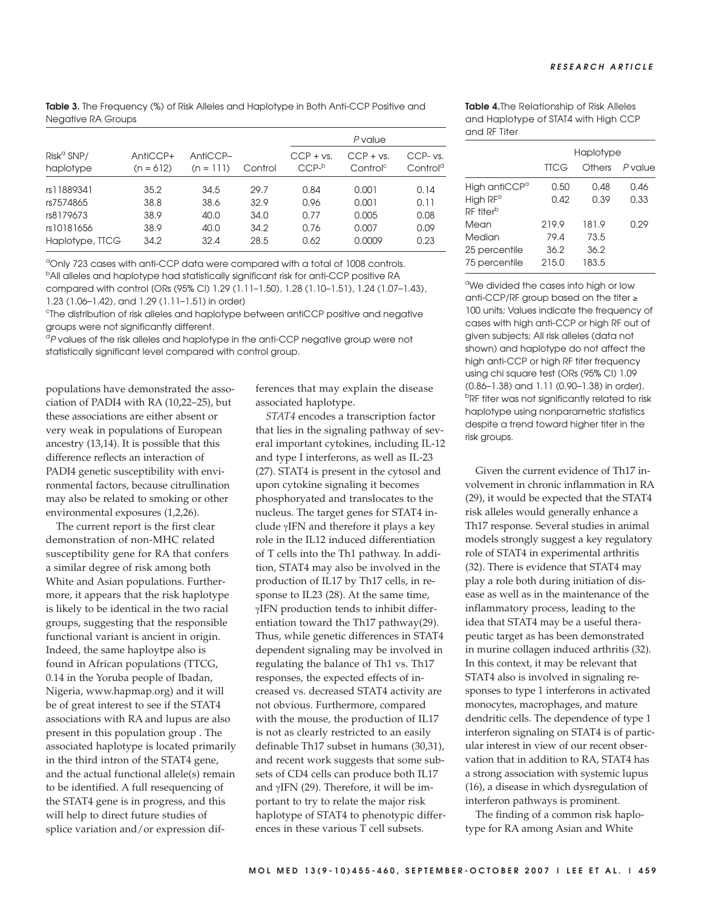**Table 3.** The Frequency (%) of Risk Alleles and Haplotype in Both Anti-CCP Positive and Negative RA Groups

| Risk[a] SNP/ haplotype | AntiCCP+ (n = 612) | AntiCCP– (n = 111) | Control | *P* value | | |
|---|---|---|---|---|---|---|
| | | | | CCP + vs. CCP-[b] | CCP + vs. Control[c] | CCP- vs. Control[d] |
| rs11889341 | 35.2 | 34.5 | 29.7 | 0.84 | 0.001 | 0.14 |
| rs7574865 | 38.8 | 38.6 | 32.9 | 0.96 | 0.001 | 0.11 |
| rs8179673 | 38.9 | 40.0 | 34.0 | 0.77 | 0.005 | 0.08 |
| rs10181656 | 38.9 | 40.0 | 34.2 | 0.76 | 0.007 | 0.09 |
| Haplotype, TTCG | 34.2 | 32.4 | 28.5 | 0.62 | 0.0009 | 0.23 |

[a]Only 723 cases with anti-CCP data were compared with a total of 1008 controls.
[b]All alleles and haplotype had statistically significant risk for anti-CCP positive RA compared with control (ORs (95% CI) 1.29 (1.11–1.50), 1.28 (1.10–1.51), 1.24 (1.07–1.43), 1.23 (1.06–1.42), and 1.29 (1.11–1.51) in order)
[c]The distribution of risk alleles and haplotype between antiCCP positive and negative groups were not significantly different.
[d]*P* values of the risk alleles and haplotype in the anti-CCP negative group were not statistically significant level compared with control group.

**Table 4.** The Relationship of Risk Alleles and Haplotype of STAT4 with High CCP and RF Titer

| | Haplotype | | |
|---|---|---|---|
| | TTCG | Others | *P* value |
| High antiCCP[a] | 0.50 | 0.48 | 0.46 |
| High RF[a] | 0.42 | 0.39 | 0.33 |
| RF titer[b] | | | |
| Mean | 219.9 | 181.9 | 0.29 |
| Median | 79.4 | 73.5 | |
| 25 percentile | 36.2 | 36.2 | |
| 75 percentile | 215.0 | 183.5 | |

[a]We divided the cases into high or low anti-CCP/RF group based on the titer ≥ 100 units; Values indicate the frequency of cases with high anti-CCP or high RF out of given subjects; All risk alleles (data not shown) and haplotype do not affect the high anti-CCP or high RF titer frequency using chi square test (ORs (95% CI) 1.09 (0.86–1.38) and 1.11 (0.90–1.38) in order).
[b]RF titer was not significantly related to risk haplotype using nonparametric statistics despite a trend toward higher titer in the risk groups.

populations have demonstrated the association of PADI4 with RA (10,22–25), but these associations are either absent or very weak in populations of European ancestry (13,14). It is possible that this difference reflects an interaction of PADI4 genetic susceptibility with environmental factors, because citrullination may also be related to smoking or other environmental exposures (1,2,26).

The current report is the first clear demonstration of non-MHC related susceptibility gene for RA that confers a similar degree of risk among both White and Asian populations. Furthermore, it appears that the risk haplotype is likely to be identical in the two racial groups, suggesting that the responsible functional variant is ancient in origin. Indeed, the same haploytpe also is found in African populations (TTCG, 0.14 in the Yoruba people of Ibadan, Nigeria, www.hapmap.org) and it will be of great interest to see if the STAT4 associations with RA and lupus are also present in this population group . The associated haplotype is located primarily in the third intron of the STAT4 gene, and the actual functional allele(s) remain to be identified. A full resequencing of the STAT4 gene is in progress, and this will help to direct future studies of splice variation and/or expression differences that may explain the disease associated haplotype.

*STAT4* encodes a transcription factor that lies in the signaling pathway of several important cytokines, including IL-12 and type I interferons, as well as IL-23 (27). STAT4 is present in the cytosol and upon cytokine signaling it becomes phosphoryated and translocates to the nucleus. The target genes for STAT4 include γIFN and therefore it plays a key role in the IL12 induced differentiation of T cells into the Th1 pathway. In addition, STAT4 may also be involved in the production of IL17 by Th17 cells, in response to IL23 (28). At the same time, γIFN production tends to inhibit differentiation toward the Th17 pathway(29). Thus, while genetic differences in STAT4 dependent signaling may be involved in regulating the balance of Th1 vs. Th17 responses, the expected effects of increased vs. decreased STAT4 activity are not obvious. Furthermore, compared with the mouse, the production of IL17 is not as clearly restricted to an easily definable Th17 subset in humans (30,31), and recent work suggests that some subsets of CD4 cells can produce both IL17 and γIFN (29). Therefore, it will be important to try to relate the major risk haplotype of STAT4 to phenotypic differences in these various T cell subsets.

Given the current evidence of Th17 involvement in chronic inflammation in RA (29), it would be expected that the STAT4 risk alleles would generally enhance a Th17 response. Several studies in animal models strongly suggest a key regulatory role of STAT4 in experimental arthritis (32). There is evidence that STAT4 may play a role both during initiation of disease as well as in the maintenance of the inflammatory process, leading to the idea that STAT4 may be a useful therapeutic target as has been demonstrated in murine collagen induced arthritis (32). In this context, it may be relevant that STAT4 also is involved in signaling responses to type 1 interferons in activated monocytes, macrophages, and mature dendritic cells. The dependence of type 1 interferon signaling on STAT4 is of particular interest in view of our recent observation that in addition to RA, STAT4 has a strong association with systemic lupus (16), a disease in which dysregulation of interferon pathways is prominent.

The finding of a common risk haplotype for RA among Asian and White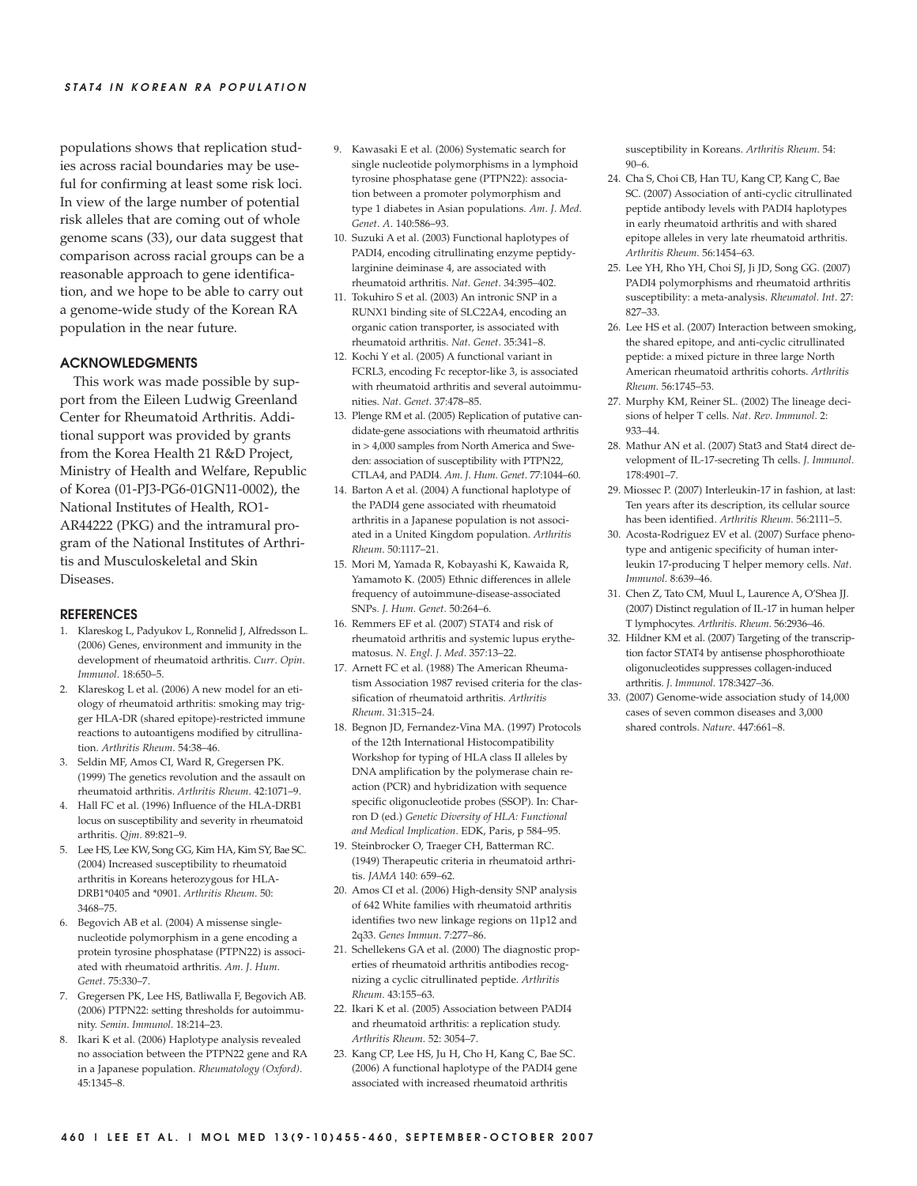populations shows that replication studies across racial boundaries may be useful for confirming at least some risk loci. In view of the large number of potential risk alleles that are coming out of whole genome scans (33), our data suggest that comparison across racial groups can be a reasonable approach to gene identification, and we hope to be able to carry out a genome-wide study of the Korean RA population in the near future.

## ACKNOWLEDGMENTS

This work was made possible by support from the Eileen Ludwig Greenland Center for Rheumatoid Arthritis. Additional support was provided by grants from the Korea Health 21 R&D Project, Ministry of Health and Welfare, Republic of Korea (01-PJ3-PG6-01GN11-0002), the National Institutes of Health, RO1-AR44222 (PKG) and the intramural program of the National Institutes of Arthritis and Musculoskeletal and Skin Diseases.

## REFERENCES

1. Klareskog L, Padyukov L, Ronnelid J, Alfredsson L. (2006) Genes, environment and immunity in the development of rheumatoid arthritis. *Curr. Opin. Immunol*. 18:650–5.
2. Klareskog L et al. (2006) A new model for an etiology of rheumatoid arthritis: smoking may trigger HLA-DR (shared epitope)-restricted immune reactions to autoantigens modified by citrullination. *Arthritis Rheum*. 54:38–46.
3. Seldin MF, Amos CI, Ward R, Gregersen PK. (1999) The genetics revolution and the assault on rheumatoid arthritis. *Arthritis Rheum*. 42:1071–9.
4. Hall FC et al. (1996) Influence of the HLA-DRB1 locus on susceptibility and severity in rheumatoid arthritis. *Qjm*. 89:821–9.
5. Lee HS, Lee KW, Song GG, Kim HA, Kim SY, Bae SC. (2004) Increased susceptibility to rheumatoid arthritis in Koreans heterozygous for HLA-DRB1*0405 and *0901. *Arthritis Rheum*. 50: 3468–75.
6. Begovich AB et al. (2004) A missense single-nucleotide polymorphism in a gene encoding a protein tyrosine phosphatase (PTPN22) is associated with rheumatoid arthritis. *Am. J. Hum. Genet*. 75:330–7.
7. Gregersen PK, Lee HS, Batliwalla F, Begovich AB. (2006) PTPN22: setting thresholds for autoimmunity. *Semin. Immunol*. 18:214–23.
8. Ikari K et al. (2006) Haplotype analysis revealed no association between the PTPN22 gene and RA in a Japanese population. *Rheumatology (Oxford)*. 45:1345–8.
9. Kawasaki E et al. (2006) Systematic search for single nucleotide polymorphisms in a lymphoid tyrosine phosphatase gene (PTPN22): association between a promoter polymorphism and type 1 diabetes in Asian populations. *Am. J. Med. Genet. A*. 140:586–93.
10. Suzuki A et al. (2003) Functional haplotypes of PADI4, encoding citrullinating enzyme peptidylarginine deiminase 4, are associated with rheumatoid arthritis. *Nat. Genet*. 34:395–402.
11. Tokuhiro S et al. (2003) An intronic SNP in a RUNX1 binding site of SLC22A4, encoding an organic cation transporter, is associated with rheumatoid arthritis. *Nat. Genet*. 35:341–8.
12. Kochi Y et al. (2005) A functional variant in FCRL3, encoding Fc receptor-like 3, is associated with rheumatoid arthritis and several autoimmunities. *Nat. Genet*. 37:478–85.
13. Plenge RM et al. (2005) Replication of putative candidate-gene associations with rheumatoid arthritis in > 4,000 samples from North America and Sweden: association of susceptibility with PTPN22, CTLA4, and PADI4. *Am. J. Hum. Genet*. 77:1044–60.
14. Barton A et al. (2004) A functional haplotype of the PADI4 gene associated with rheumatoid arthritis in a Japanese population is not associated in a United Kingdom population. *Arthritis Rheum*. 50:1117–21.
15. Mori M, Yamada R, Kobayashi K, Kawaida R, Yamamoto K. (2005) Ethnic differences in allele frequency of autoimmune-disease-associated SNPs. *J. Hum. Genet*. 50:264–6.
16. Remmers EF et al. (2007) STAT4 and risk of rheumatoid arthritis and systemic lupus erythematosus. *N. Engl. J. Med*. 357:13–22.
17. Arnett FC et al. (1988) The American Rheumatism Association 1987 revised criteria for the classification of rheumatoid arthritis. *Arthritis Rheum*. 31:315–24.
18. Begnon JD, Fernandez-Vina MA. (1997) Protocols of the 12th International Histocompatibility Workshop for typing of HLA class II alleles by DNA amplification by the polymerase chain reaction (PCR) and hybridization with sequence specific oligonucleotide probes (SSOP). In: Charron D (ed.) *Genetic Diversity of HLA: Functional and Medical Implication*. EDK, Paris, p 584–95.
19. Steinbrocker O, Traeger CH, Batterman RC. (1949) Therapeutic criteria in rheumatoid arthritis. *JAMA* 140: 659–62.
20. Amos CI et al. (2006) High-density SNP analysis of 642 White families with rheumatoid arthritis identifies two new linkage regions on 11p12 and 2q33. *Genes Immun*. 7:277–86.
21. Schellekens GA et al. (2000) The diagnostic properties of rheumatoid arthritis antibodies recognizing a cyclic citrullinated peptide. *Arthritis Rheum*. 43:155–63.
22. Ikari K et al. (2005) Association between PADI4 and rheumatoid arthritis: a replication study. *Arthritis Rheum*. 52: 3054–7.
23. Kang CP, Lee HS, Ju H, Cho H, Kang C, Bae SC. (2006) A functional haplotype of the PADI4 gene associated with increased rheumatoid arthritis susceptibility in Koreans. *Arthritis Rheum*. 54: 90–6.
24. Cha S, Choi CB, Han TU, Kang CP, Kang C, Bae SC. (2007) Association of anti-cyclic citrullinated peptide antibody levels with PADI4 haplotypes in early rheumatoid arthritis and with shared epitope alleles in very late rheumatoid arthritis. *Arthritis Rheum*. 56:1454–63.
25. Lee YH, Rho YH, Choi SJ, Ji JD, Song GG. (2007) PADI4 polymorphisms and rheumatoid arthritis susceptibility: a meta-analysis. *Rheumatol. Int*. 27: 827–33.
26. Lee HS et al. (2007) Interaction between smoking, the shared epitope, and anti-cyclic citrullinated peptide: a mixed picture in three large North American rheumatoid arthritis cohorts. *Arthritis Rheum*. 56:1745–53.
27. Murphy KM, Reiner SL. (2002) The lineage decisions of helper T cells. *Nat. Rev. Immunol*. 2: 933–44.
28. Mathur AN et al. (2007) Stat3 and Stat4 direct development of IL-17-secreting Th cells. *J. Immunol*. 178:4901–7.
29. Miossec P. (2007) Interleukin-17 in fashion, at last: Ten years after its description, its cellular source has been identified. *Arthritis Rheum*. 56:2111–5.
30. Acosta-Rodriguez EV et al. (2007) Surface phenotype and antigenic specificity of human interleukin 17-producing T helper memory cells. *Nat. Immunol*. 8:639–46.
31. Chen Z, Tato CM, Muul L, Laurence A, O'Shea JJ. (2007) Distinct regulation of IL-17 in human helper T lymphocytes. *Arthritis. Rheum*. 56:2936–46.
32. Hildner KM et al. (2007) Targeting of the transcription factor STAT4 by antisense phosphorothioate oligonucleotides suppresses collagen-induced arthritis. *J. Immunol*. 178:3427–36.
33. (2007) Genome-wide association study of 14,000 cases of seven common diseases and 3,000 shared controls. *Nature*. 447:661–8.